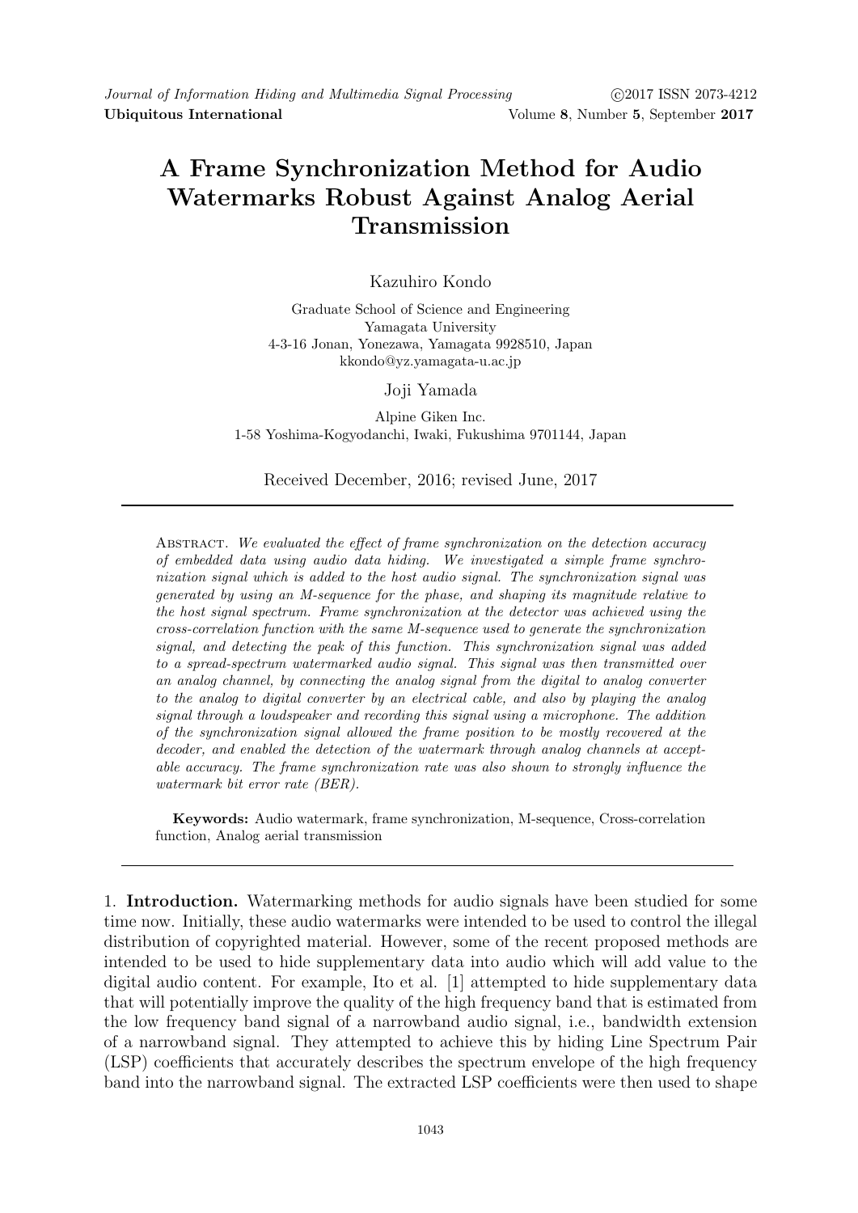# A Frame Synchronization Method for Audio Watermarks Robust Against Analog Aerial Transmission

Kazuhiro Kondo

Graduate School of Science and Engineering
Yamagata University
4-3-16 Jonan, Yonezawa, Yamagata 9928510, Japan
kkondo@yz.yamagata-u.ac.jp

Joji Yamada

Alpine Giken Inc.
1-58 Yoshima-Kogyodanchi, Iwaki, Fukushima 9701144, Japan

Received December, 2016; revised June, 2017

Abstract. *We evaluated the effect of frame synchronization on the detection accuracy of embedded data using audio data hiding. We investigated a simple frame synchronization signal which is added to the host audio signal. The synchronization signal was generated by using an M-sequence for the phase, and shaping its magnitude relative to the host signal spectrum. Frame synchronization at the detector was achieved using the cross-correlation function with the same M-sequence used to generate the synchronization signal, and detecting the peak of this function. This synchronization signal was added to a spread-spectrum watermarked audio signal. This signal was then transmitted over an analog channel, by connecting the analog signal from the digital to analog converter to the analog to digital converter by an electrical cable, and also by playing the analog signal through a loudspeaker and recording this signal using a microphone. The addition of the synchronization signal allowed the frame position to be mostly recovered at the decoder, and enabled the detection of the watermark through analog channels at acceptable accuracy. The frame synchronization rate was also shown to strongly influence the watermark bit error rate (BER).*

**Keywords:** Audio watermark, frame synchronization, M-sequence, Cross-correlation function, Analog aerial transmission

## 1. Introduction.

Watermarking methods for audio signals have been studied for some time now. Initially, these audio watermarks were intended to be used to control the illegal distribution of copyrighted material. However, some of the recent proposed methods are intended to be used to hide supplementary data into audio which will add value to the digital audio content. For example, Ito et al. [1] attempted to hide supplementary data that will potentially improve the quality of the high frequency band that is estimated from the low frequency band signal of a narrowband audio signal, i.e., bandwidth extension of a narrowband signal. They attempted to achieve this by hiding Line Spectrum Pair (LSP) coefficients that accurately describes the spectrum envelope of the high frequency band into the narrowband signal. The extracted LSP coefficients were then used to shape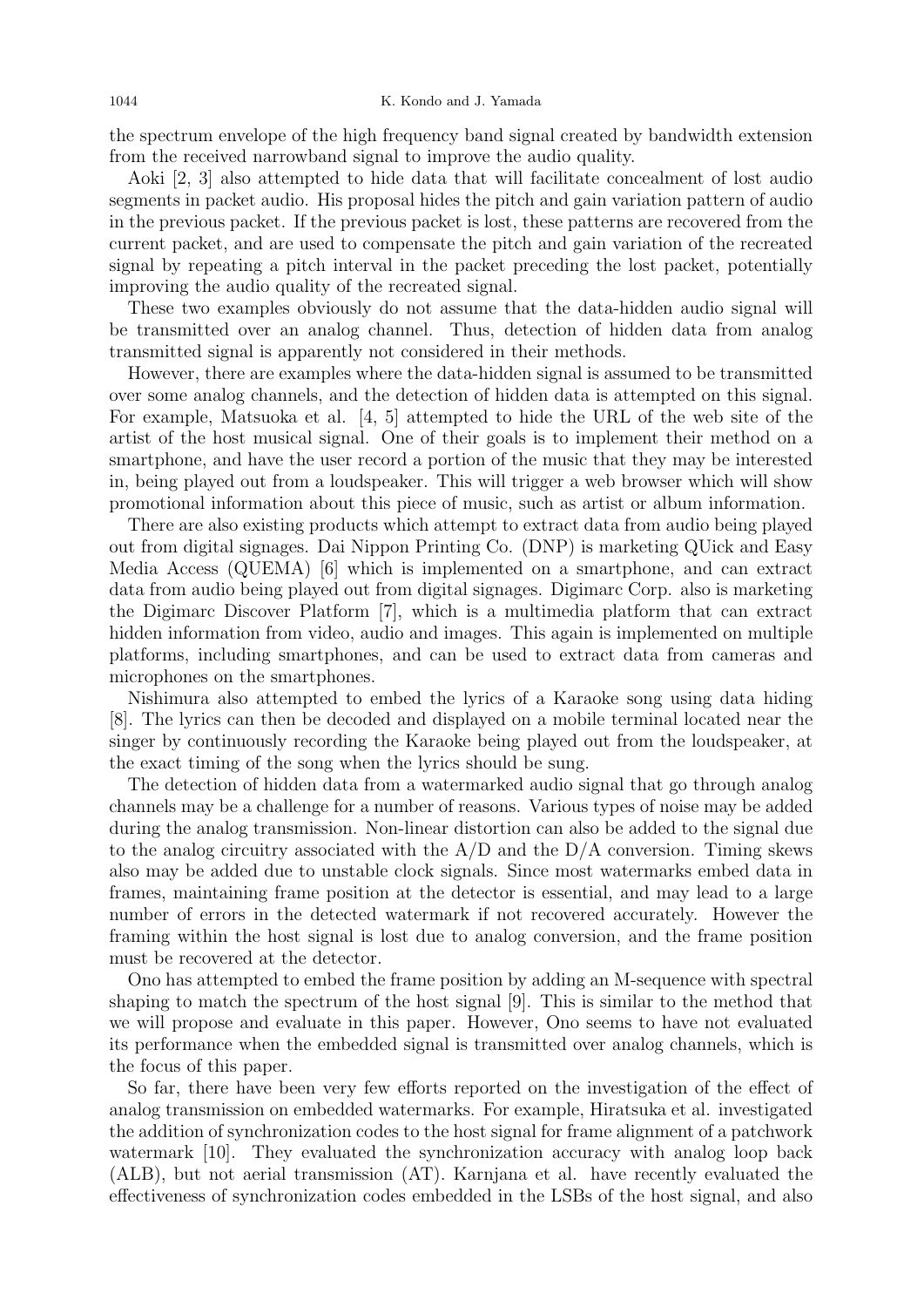the spectrum envelope of the high frequency band signal created by bandwidth extension from the received narrowband signal to improve the audio quality.

Aoki [2, 3] also attempted to hide data that will facilitate concealment of lost audio segments in packet audio. His proposal hides the pitch and gain variation pattern of audio in the previous packet. If the previous packet is lost, these patterns are recovered from the current packet, and are used to compensate the pitch and gain variation of the recreated signal by repeating a pitch interval in the packet preceding the lost packet, potentially improving the audio quality of the recreated signal.

These two examples obviously do not assume that the data-hidden audio signal will be transmitted over an analog channel. Thus, detection of hidden data from analog transmitted signal is apparently not considered in their methods.

However, there are examples where the data-hidden signal is assumed to be transmitted over some analog channels, and the detection of hidden data is attempted on this signal. For example, Matsuoka et al. [4, 5] attempted to hide the URL of the web site of the artist of the host musical signal. One of their goals is to implement their method on a smartphone, and have the user record a portion of the music that they may be interested in, being played out from a loudspeaker. This will trigger a web browser which will show promotional information about this piece of music, such as artist or album information.

There are also existing products which attempt to extract data from audio being played out from digital signages. Dai Nippon Printing Co. (DNP) is marketing QUick and Easy Media Access (QUEMA) [6] which is implemented on a smartphone, and can extract data from audio being played out from digital signages. Digimarc Corp. also is marketing the Digimarc Discover Platform [7], which is a multimedia platform that can extract hidden information from video, audio and images. This again is implemented on multiple platforms, including smartphones, and can be used to extract data from cameras and microphones on the smartphones.

Nishimura also attempted to embed the lyrics of a Karaoke song using data hiding [8]. The lyrics can then be decoded and displayed on a mobile terminal located near the singer by continuously recording the Karaoke being played out from the loudspeaker, at the exact timing of the song when the lyrics should be sung.

The detection of hidden data from a watermarked audio signal that go through analog channels may be a challenge for a number of reasons. Various types of noise may be added during the analog transmission. Non-linear distortion can also be added to the signal due to the analog circuitry associated with the A/D and the D/A conversion. Timing skews also may be added due to unstable clock signals. Since most watermarks embed data in frames, maintaining frame position at the detector is essential, and may lead to a large number of errors in the detected watermark if not recovered accurately. However the framing within the host signal is lost due to analog conversion, and the frame position must be recovered at the detector.

Ono has attempted to embed the frame position by adding an M-sequence with spectral shaping to match the spectrum of the host signal [9]. This is similar to the method that we will propose and evaluate in this paper. However, Ono seems to have not evaluated its performance when the embedded signal is transmitted over analog channels, which is the focus of this paper.

So far, there have been very few efforts reported on the investigation of the effect of analog transmission on embedded watermarks. For example, Hiratsuka et al. investigated the addition of synchronization codes to the host signal for frame alignment of a patchwork watermark [10]. They evaluated the synchronization accuracy with analog loop back (ALB), but not aerial transmission (AT). Karnjana et al. have recently evaluated the effectiveness of synchronization codes embedded in the LSBs of the host signal, and also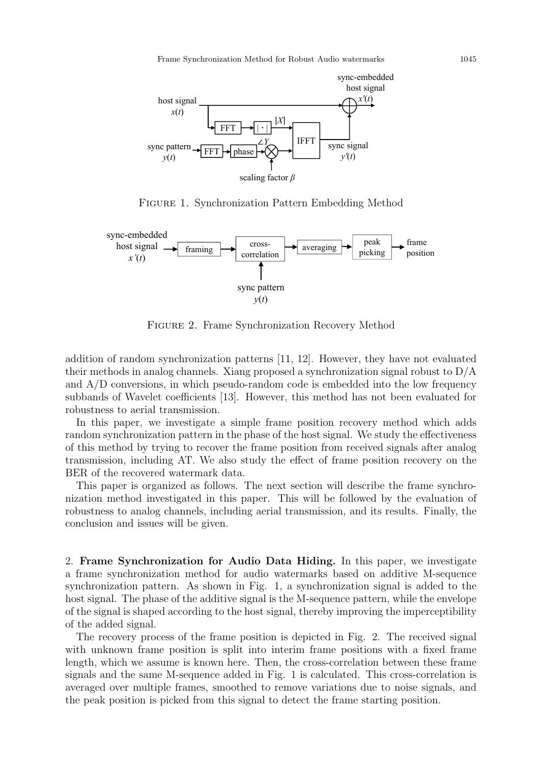Figure 1. Synchronization Pattern Embedding Method

Figure 2. Frame Synchronization Recovery Method

addition of random synchronization patterns [11, 12]. However, they have not evaluated their methods in analog channels. Xiang proposed a synchronization signal robust to D/A and A/D conversions, in which pseudo-random code is embedded into the low frequency subbands of Wavelet coefficients [13]. However, this method has not been evaluated for robustness to aerial transmission.

In this paper, we investigate a simple frame position recovery method which adds random synchronization pattern in the phase of the host signal. We study the effectiveness of this method by trying to recover the frame position from received signals after analog transmission, including AT. We also study the effect of frame position recovery on the BER of the recovered watermark data.

This paper is organized as follows. The next section will describe the frame synchronization method investigated in this paper. This will be followed by the evaluation of robustness to analog channels, including aerial transmission, and its results. Finally, the conclusion and issues will be given.

## 2. Frame Synchronization for Audio Data Hiding.

In this paper, we investigate a frame synchronization method for audio watermarks based on additive M-sequence synchronization pattern. As shown in Fig. 1, a synchronization signal is added to the host signal. The phase of the additive signal is the M-sequence pattern, while the envelope of the signal is shaped according to the host signal, thereby improving the imperceptibility of the added signal.

The recovery process of the frame position is depicted in Fig. 2. The received signal with unknown frame position is split into interim frame positions with a fixed frame length, which we assume is known here. Then, the cross-correlation between these frame signals and the same M-sequence added in Fig. 1 is calculated. This cross-correlation is averaged over multiple frames, smoothed to remove variations due to noise signals, and the peak position is picked from this signal to detect the frame starting position.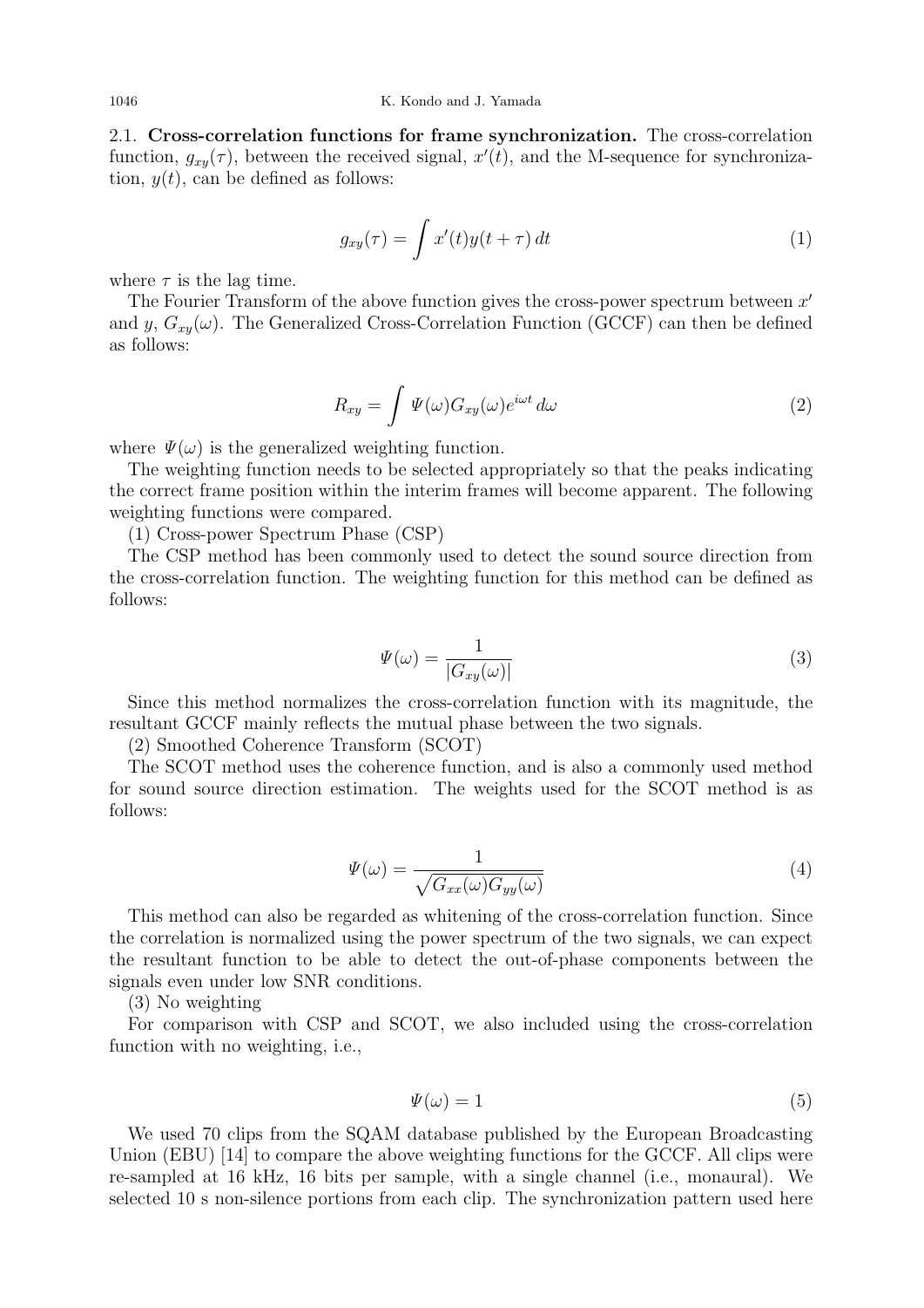2.1. **Cross-correlation functions for frame synchronization.** The cross-correlation function, $g_{xy}(\tau)$, between the received signal, $x'(t)$, and the M-sequence for synchronization, $y(t)$, can be defined as follows:

$$g_{xy}(\tau) = \int x'(t)y(t+\tau)\,dt \tag{1}$$

where $\tau$ is the lag time.

The Fourier Transform of the above function gives the cross-power spectrum between $x'$ and $y$, $G_{xy}(\omega)$. The Generalized Cross-Correlation Function (GCCF) can then be defined as follows:

$$R_{xy} = \int \Psi(\omega)G_{xy}(\omega)e^{i\omega t}\,d\omega \tag{2}$$

where $\Psi(\omega)$ is the generalized weighting function.

The weighting function needs to be selected appropriately so that the peaks indicating the correct frame position within the interim frames will become apparent. The following weighting functions were compared.

(1) Cross-power Spectrum Phase (CSP)

The CSP method has been commonly used to detect the sound source direction from the cross-correlation function. The weighting function for this method can be defined as follows:

$$\Psi(\omega) = \frac{1}{|G_{xy}(\omega)|} \tag{3}$$

Since this method normalizes the cross-correlation function with its magnitude, the resultant GCCF mainly reflects the mutual phase between the two signals.

(2) Smoothed Coherence Transform (SCOT)

The SCOT method uses the coherence function, and is also a commonly used method for sound source direction estimation. The weights used for the SCOT method is as follows:

$$\Psi(\omega) = \frac{1}{\sqrt{G_{xx}(\omega)G_{yy}(\omega)}} \tag{4}$$

This method can also be regarded as whitening of the cross-correlation function. Since the correlation is normalized using the power spectrum of the two signals, we can expect the resultant function to be able to detect the out-of-phase components between the signals even under low SNR conditions.

(3) No weighting

For comparison with CSP and SCOT, we also included using the cross-correlation function with no weighting, i.e.,

$$\Psi(\omega) = 1 \tag{5}$$

We used 70 clips from the SQAM database published by the European Broadcasting Union (EBU) [14] to compare the above weighting functions for the GCCF. All clips were re-sampled at 16 kHz, 16 bits per sample, with a single channel (i.e., monaural). We selected 10 s non-silence portions from each clip. The synchronization pattern used here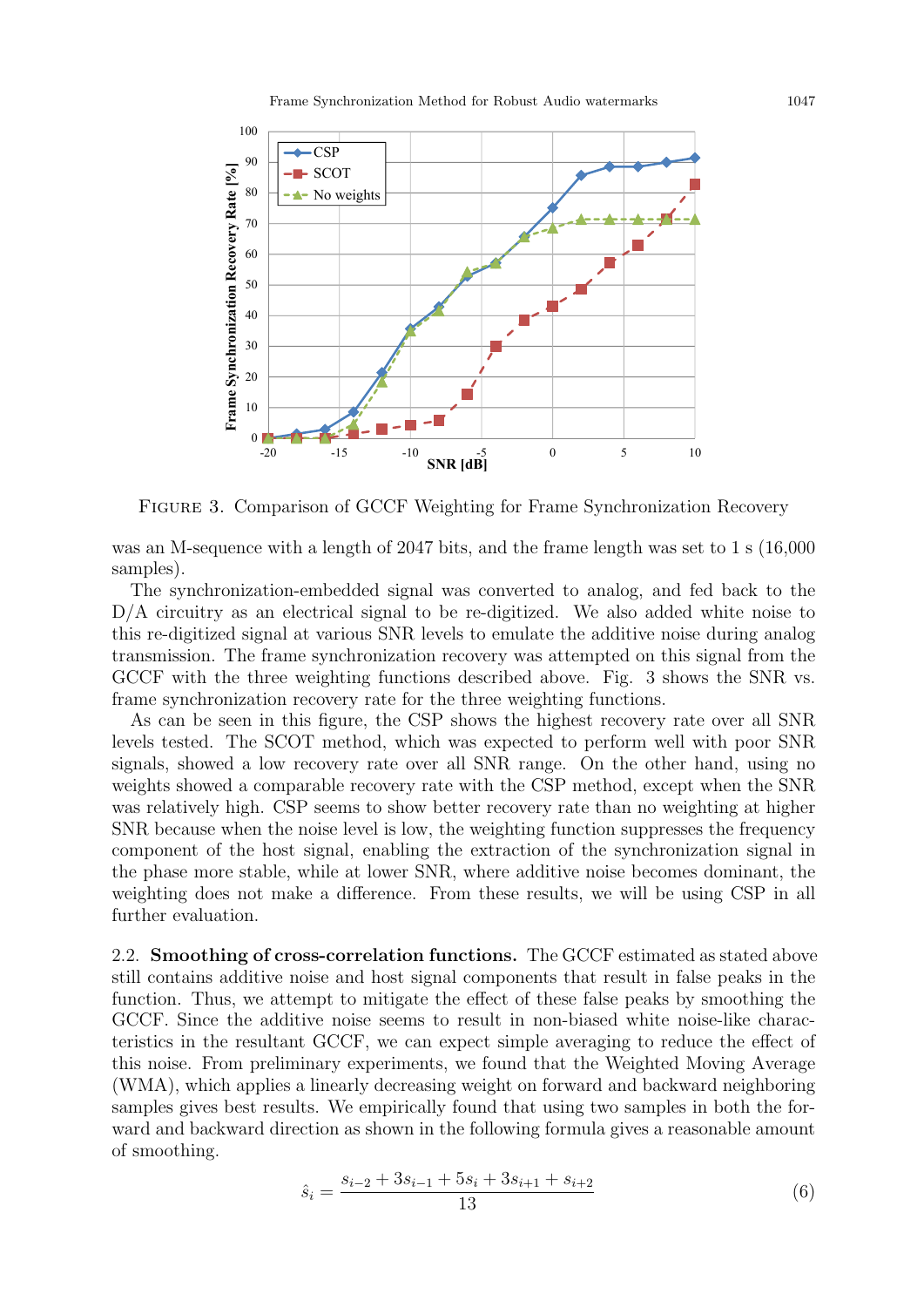FIGURE 3. Comparison of GCCF Weighting for Frame Synchronization Recovery

was an M-sequence with a length of 2047 bits, and the frame length was set to 1 s (16,000 samples).

The synchronization-embedded signal was converted to analog, and fed back to the D/A circuitry as an electrical signal to be re-digitized. We also added white noise to this re-digitized signal at various SNR levels to emulate the additive noise during analog transmission. The frame synchronization recovery was attempted on this signal from the GCCF with the three weighting functions described above. Fig. 3 shows the SNR vs. frame synchronization recovery rate for the three weighting functions.

As can be seen in this figure, the CSP shows the highest recovery rate over all SNR levels tested. The SCOT method, which was expected to perform well with poor SNR signals, showed a low recovery rate over all SNR range. On the other hand, using no weights showed a comparable recovery rate with the CSP method, except when the SNR was relatively high. CSP seems to show better recovery rate than no weighting at higher SNR because when the noise level is low, the weighting function suppresses the frequency component of the host signal, enabling the extraction of the synchronization signal in the phase more stable, while at lower SNR, where additive noise becomes dominant, the weighting does not make a difference. From these results, we will be using CSP in all further evaluation.

2.2. **Smoothing of cross-correlation functions.** The GCCF estimated as stated above still contains additive noise and host signal components that result in false peaks in the function. Thus, we attempt to mitigate the effect of these false peaks by smoothing the GCCF. Since the additive noise seems to result in non-biased white noise-like characteristics in the resultant GCCF, we can expect simple averaging to reduce the effect of this noise. From preliminary experiments, we found that the Weighted Moving Average (WMA), which applies a linearly decreasing weight on forward and backward neighboring samples gives best results. We empirically found that using two samples in both the forward and backward direction as shown in the following formula gives a reasonable amount of smoothing.

$$\hat{s}_i = \frac{s_{i-2} + 3s_{i-1} + 5s_i + 3s_{i+1} + s_{i+2}}{13} \tag{6}$$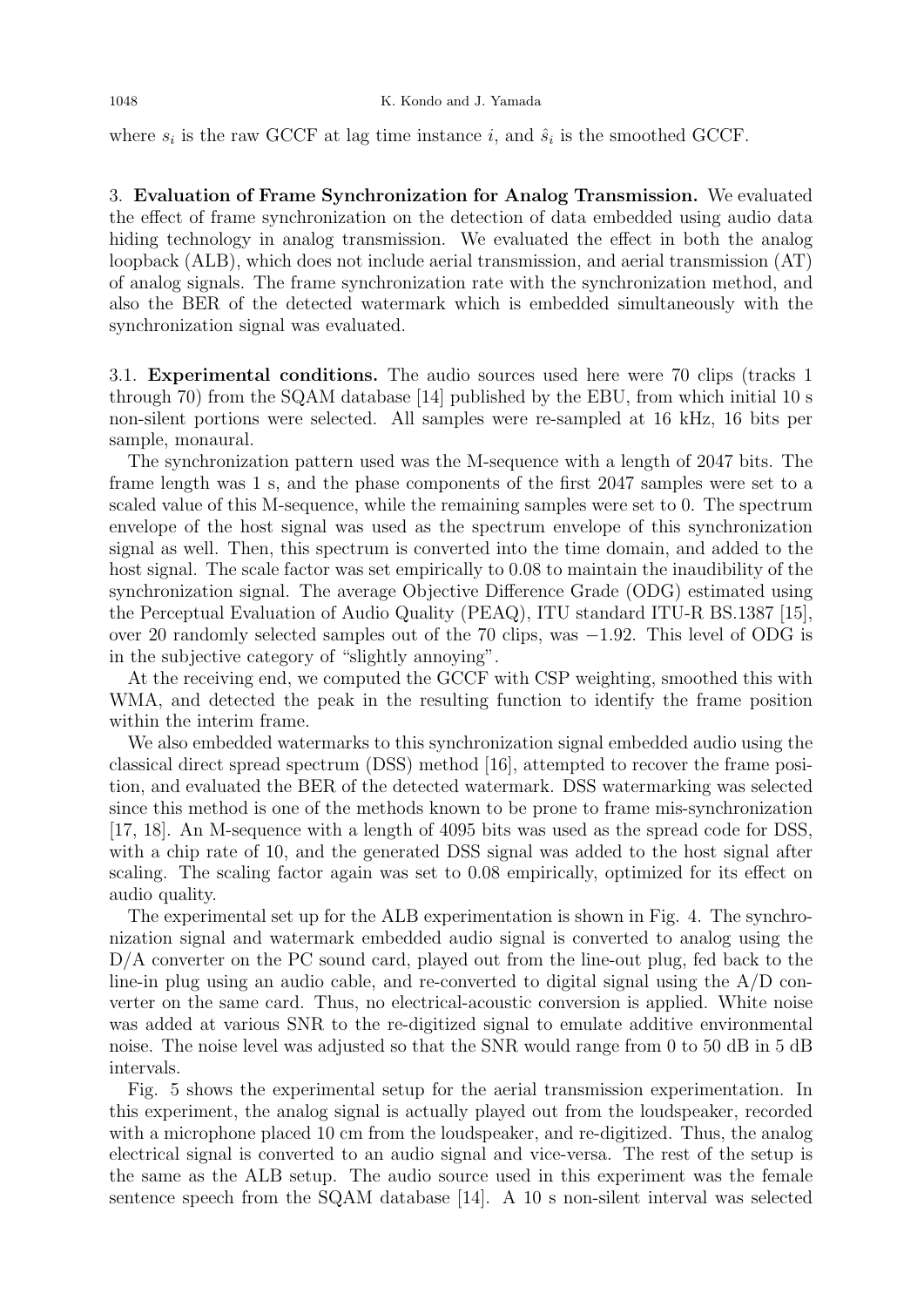where $s_i$ is the raw GCCF at lag time instance $i$, and $\hat{s}_i$ is the smoothed GCCF.

## 3. Evaluation of Frame Synchronization for Analog Transmission.

We evaluated the effect of frame synchronization on the detection of data embedded using audio data hiding technology in analog transmission. We evaluated the effect in both the analog loopback (ALB), which does not include aerial transmission, and aerial transmission (AT) of analog signals. The frame synchronization rate with the synchronization method, and also the BER of the detected watermark which is embedded simultaneously with the synchronization signal was evaluated.

### 3.1. Experimental conditions.

The audio sources used here were 70 clips (tracks 1 through 70) from the SQAM database [14] published by the EBU, from which initial 10 s non-silent portions were selected. All samples were re-sampled at 16 kHz, 16 bits per sample, monaural.

The synchronization pattern used was the M-sequence with a length of 2047 bits. The frame length was 1 s, and the phase components of the first 2047 samples were set to a scaled value of this M-sequence, while the remaining samples were set to 0. The spectrum envelope of the host signal was used as the spectrum envelope of this synchronization signal as well. Then, this spectrum is converted into the time domain, and added to the host signal. The scale factor was set empirically to 0.08 to maintain the inaudibility of the synchronization signal. The average Objective Difference Grade (ODG) estimated using the Perceptual Evaluation of Audio Quality (PEAQ), ITU standard ITU-R BS.1387 [15], over 20 randomly selected samples out of the 70 clips, was $-1.92$. This level of ODG is in the subjective category of "slightly annoying".

At the receiving end, we computed the GCCF with CSP weighting, smoothed this with WMA, and detected the peak in the resulting function to identify the frame position within the interim frame.

We also embedded watermarks to this synchronization signal embedded audio using the classical direct spread spectrum (DSS) method [16], attempted to recover the frame position, and evaluated the BER of the detected watermark. DSS watermarking was selected since this method is one of the methods known to be prone to frame mis-synchronization [17, 18]. An M-sequence with a length of 4095 bits was used as the spread code for DSS, with a chip rate of 10, and the generated DSS signal was added to the host signal after scaling. The scaling factor again was set to 0.08 empirically, optimized for its effect on audio quality.

The experimental set up for the ALB experimentation is shown in Fig. 4. The synchronization signal and watermark embedded audio signal is converted to analog using the D/A converter on the PC sound card, played out from the line-out plug, fed back to the line-in plug using an audio cable, and re-converted to digital signal using the A/D converter on the same card. Thus, no electrical-acoustic conversion is applied. White noise was added at various SNR to the re-digitized signal to emulate additive environmental noise. The noise level was adjusted so that the SNR would range from 0 to 50 dB in 5 dB intervals.

Fig. 5 shows the experimental setup for the aerial transmission experimentation. In this experiment, the analog signal is actually played out from the loudspeaker, recorded with a microphone placed 10 cm from the loudspeaker, and re-digitized. Thus, the analog electrical signal is converted to an audio signal and vice-versa. The rest of the setup is the same as the ALB setup. The audio source used in this experiment was the female sentence speech from the SQAM database [14]. A 10 s non-silent interval was selected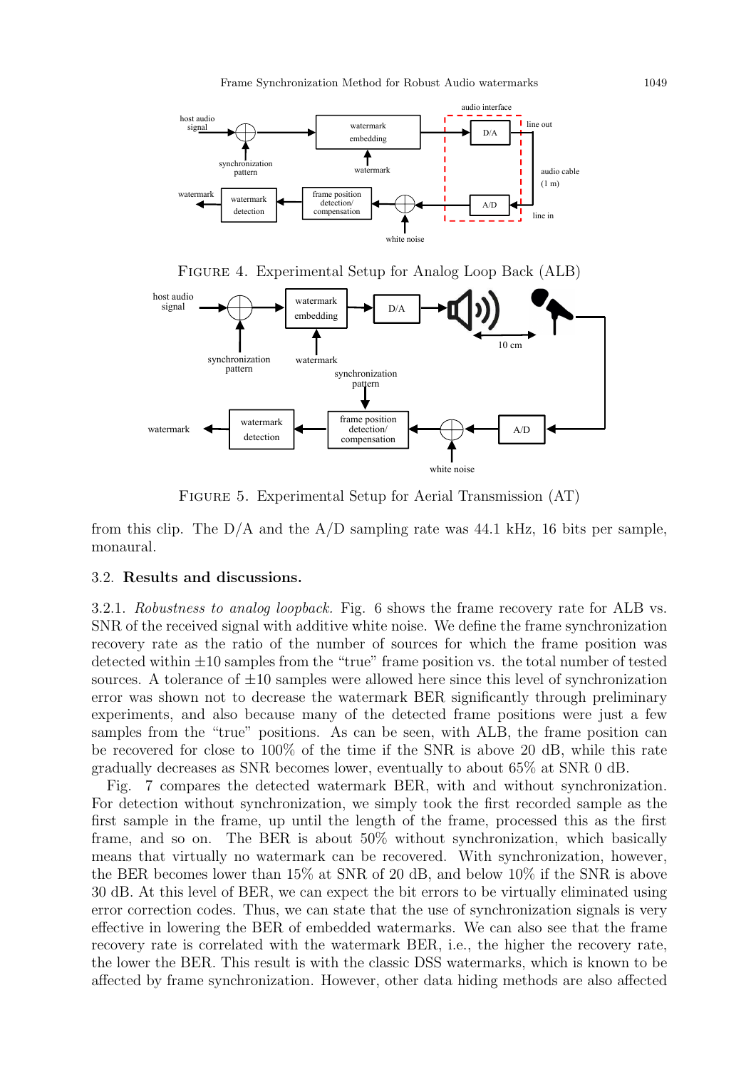FIGURE 4. Experimental Setup for Analog Loop Back (ALB)

FIGURE 5. Experimental Setup for Aerial Transmission (AT)

from this clip. The D/A and the A/D sampling rate was 44.1 kHz, 16 bits per sample, monaural.

### 3.2. **Results and discussions.**

3.2.1. *Robustness to analog loopback.* Fig. 6 shows the frame recovery rate for ALB vs. SNR of the received signal with additive white noise. We define the frame synchronization recovery rate as the ratio of the number of sources for which the frame position was detected within ±10 samples from the "true" frame position vs. the total number of tested sources. A tolerance of ±10 samples were allowed here since this level of synchronization error was shown not to decrease the watermark BER significantly through preliminary experiments, and also because many of the detected frame positions were just a few samples from the "true" positions. As can be seen, with ALB, the frame position can be recovered for close to 100% of the time if the SNR is above 20 dB, while this rate gradually decreases as SNR becomes lower, eventually to about 65% at SNR 0 dB.

Fig. 7 compares the detected watermark BER, with and without synchronization. For detection without synchronization, we simply took the first recorded sample as the first sample in the frame, up until the length of the frame, processed this as the first frame, and so on. The BER is about 50% without synchronization, which basically means that virtually no watermark can be recovered. With synchronization, however, the BER becomes lower than 15% at SNR of 20 dB, and below 10% if the SNR is above 30 dB. At this level of BER, we can expect the bit errors to be virtually eliminated using error correction codes. Thus, we can state that the use of synchronization signals is very effective in lowering the BER of embedded watermarks. We can also see that the frame recovery rate is correlated with the watermark BER, i.e., the higher the recovery rate, the lower the BER. This result is with the classic DSS watermarks, which is known to be affected by frame synchronization. However, other data hiding methods are also affected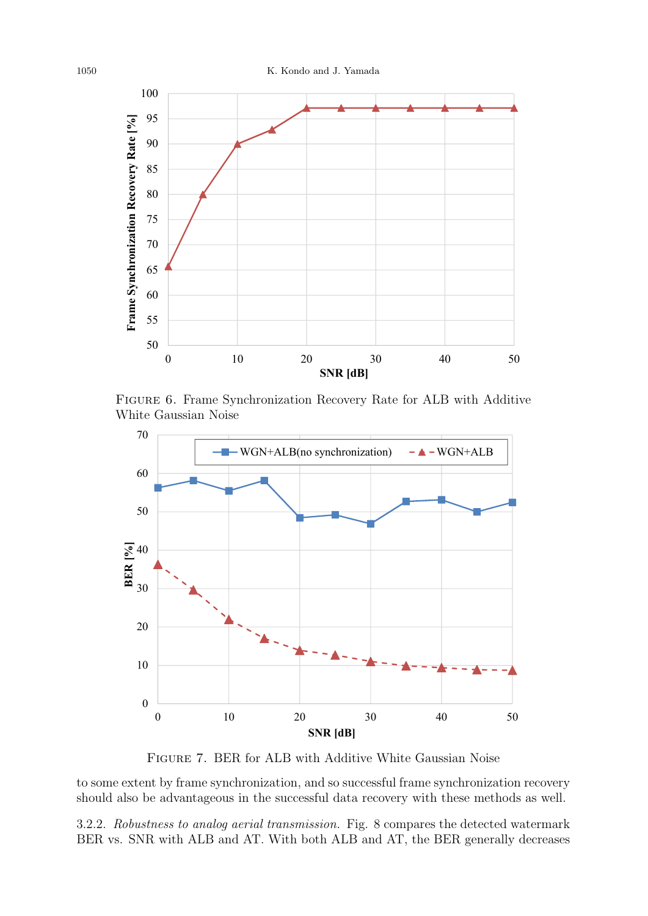FIGURE 6. Frame Synchronization Recovery Rate for ALB with Additive White Gaussian Noise

FIGURE 7. BER for ALB with Additive White Gaussian Noise

to some extent by frame synchronization, and so successful frame synchronization recovery should also be advantageous in the successful data recovery with these methods as well.

3.2.2. *Robustness to analog aerial transmission.* Fig. 8 compares the detected watermark BER vs. SNR with ALB and AT. With both ALB and AT, the BER generally decreases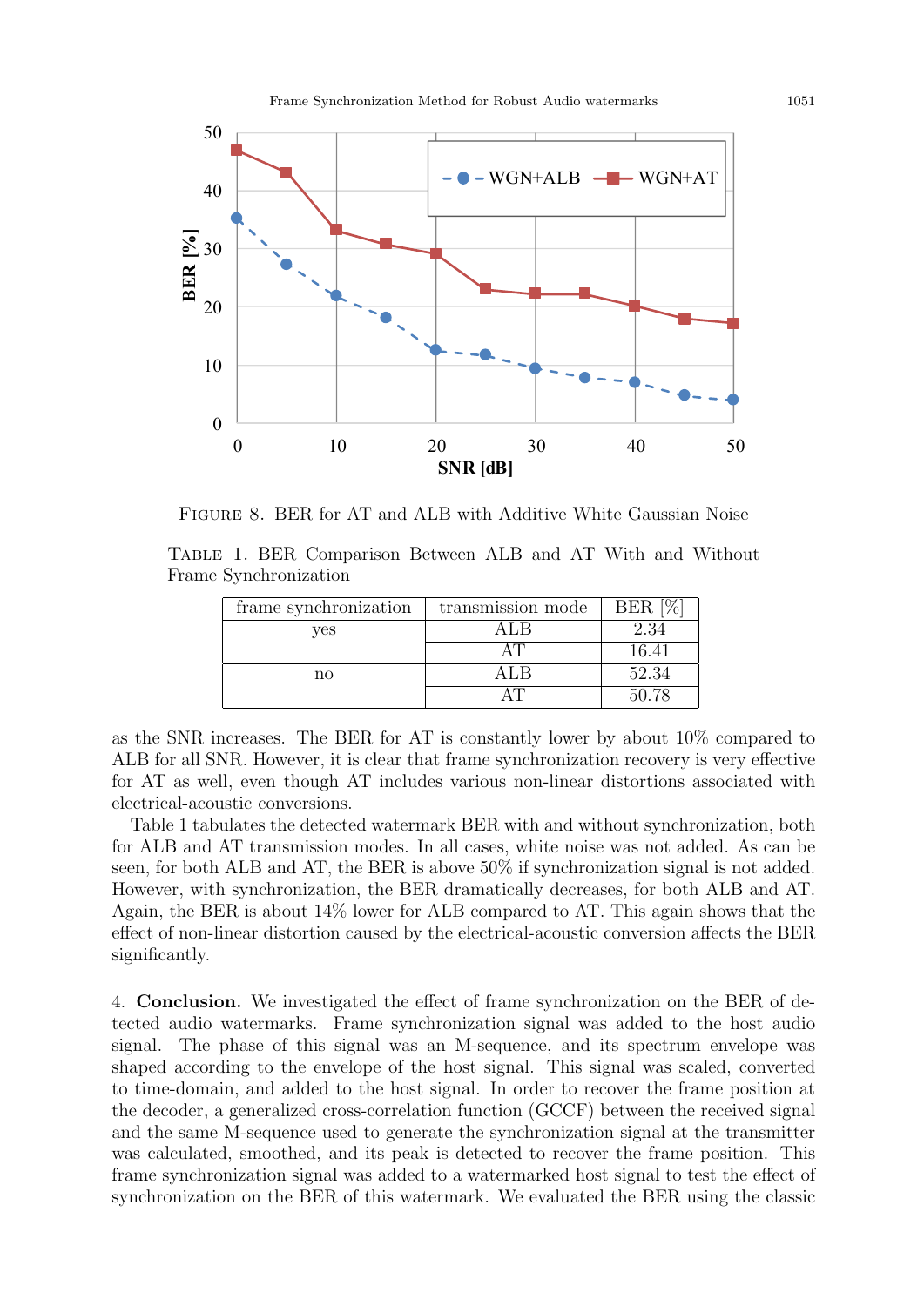FIGURE 8. BER for AT and ALB with Additive White Gaussian Noise

TABLE 1. BER Comparison Between ALB and AT With and Without Frame Synchronization

| frame synchronization | transmission mode | BER [%] |
| --- | --- | --- |
| yes | ALB | 2.34 |
| | AT | 16.41 |
| no | ALB | 52.34 |
| | AT | 50.78 |

as the SNR increases. The BER for AT is constantly lower by about 10% compared to ALB for all SNR. However, it is clear that frame synchronization recovery is very effective for AT as well, even though AT includes various non-linear distortions associated with electrical-acoustic conversions.

Table 1 tabulates the detected watermark BER with and without synchronization, both for ALB and AT transmission modes. In all cases, white noise was not added. As can be seen, for both ALB and AT, the BER is above 50% if synchronization signal is not added. However, with synchronization, the BER dramatically decreases, for both ALB and AT. Again, the BER is about 14% lower for ALB compared to AT. This again shows that the effect of non-linear distortion caused by the electrical-acoustic conversion affects the BER significantly.

4. **Conclusion.** We investigated the effect of frame synchronization on the BER of detected audio watermarks. Frame synchronization signal was added to the host audio signal. The phase of this signal was an M-sequence, and its spectrum envelope was shaped according to the envelope of the host signal. This signal was scaled, converted to time-domain, and added to the host signal. In order to recover the frame position at the decoder, a generalized cross-correlation function (GCCF) between the received signal and the same M-sequence used to generate the synchronization signal at the transmitter was calculated, smoothed, and its peak is detected to recover the frame position. This frame synchronization signal was added to a watermarked host signal to test the effect of synchronization on the BER of this watermark. We evaluated the BER using the classic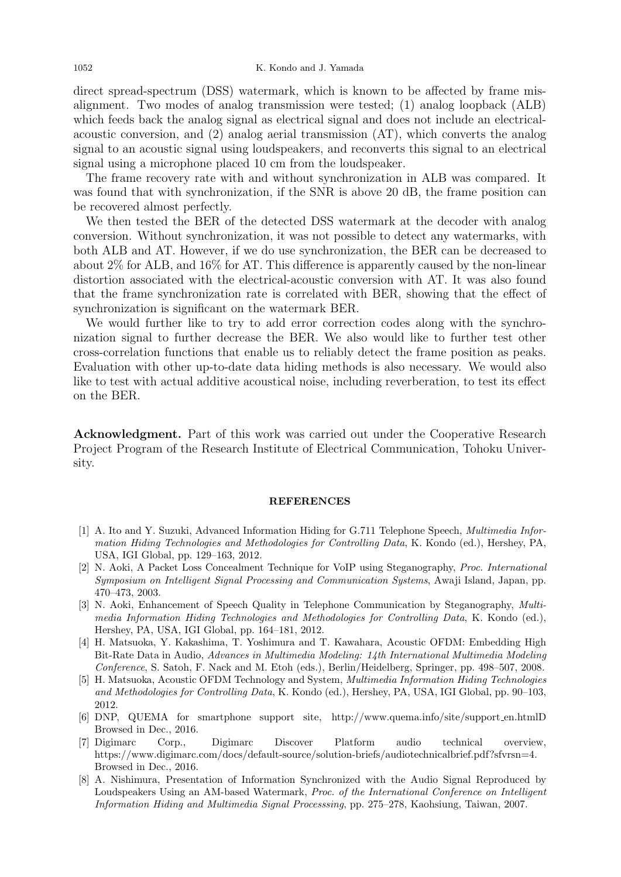direct spread-spectrum (DSS) watermark, which is known to be affected by frame misalignment. Two modes of analog transmission were tested; (1) analog loopback (ALB) which feeds back the analog signal as electrical signal and does not include an electrical-acoustic conversion, and (2) analog aerial transmission (AT), which converts the analog signal to an acoustic signal using loudspeakers, and reconverts this signal to an electrical signal using a microphone placed 10 cm from the loudspeaker.

The frame recovery rate with and without synchronization in ALB was compared. It was found that with synchronization, if the SNR is above 20 dB, the frame position can be recovered almost perfectly.

We then tested the BER of the detected DSS watermark at the decoder with analog conversion. Without synchronization, it was not possible to detect any watermarks, with both ALB and AT. However, if we do use synchronization, the BER can be decreased to about 2% for ALB, and 16% for AT. This difference is apparently caused by the non-linear distortion associated with the electrical-acoustic conversion with AT. It was also found that the frame synchronization rate is correlated with BER, showing that the effect of synchronization is significant on the watermark BER.

We would further like to try to add error correction codes along with the synchronization signal to further decrease the BER. We also would like to further test other cross-correlation functions that enable us to reliably detect the frame position as peaks. Evaluation with other up-to-date data hiding methods is also necessary. We would also like to test with actual additive acoustical noise, including reverberation, to test its effect on the BER.

**Acknowledgment.** Part of this work was carried out under the Cooperative Research Project Program of the Research Institute of Electrical Communication, Tohoku University.

## REFERENCES

[1] A. Ito and Y. Suzuki, Advanced Information Hiding for G.711 Telephone Speech, *Multimedia Information Hiding Technologies and Methodologies for Controlling Data*, K. Kondo (ed.), Hershey, PA, USA, IGI Global, pp. 129–163, 2012.

[2] N. Aoki, A Packet Loss Concealment Technique for VoIP using Steganography, *Proc. International Symposium on Intelligent Signal Processing and Communication Systems*, Awaji Island, Japan, pp. 470–473, 2003.

[3] N. Aoki, Enhancement of Speech Quality in Telephone Communication by Steganography, *Multimedia Information Hiding Technologies and Methodologies for Controlling Data*, K. Kondo (ed.), Hershey, PA, USA, IGI Global, pp. 164–181, 2012.

[4] H. Matsuoka, Y. Kakashima, T. Yoshimura and T. Kawahara, Acoustic OFDM: Embedding High Bit-Rate Data in Audio, *Advances in Multimedia Modeling: 14th International Multimedia Modeling Conference*, S. Satoh, F. Nack and M. Etoh (eds.), Berlin/Heidelberg, Springer, pp. 498–507, 2008.

[5] H. Matsuoka, Acoustic OFDM Technology and System, *Multimedia Information Hiding Technologies and Methodologies for Controlling Data*, K. Kondo (ed.), Hershey, PA, USA, IGI Global, pp. 90–103, 2012.

[6] DNP, QUEMA for smartphone support site, http://www.quema.info/site/support_en.htmlD Browsed in Dec., 2016.

[7] Digimarc Corp., Digimarc Discover Platform audio technical overview, https://www.digimarc.com/docs/default-source/solution-briefs/audiotechnicalbrief.pdf?sfvrsn=4. Browsed in Dec., 2016.

[8] A. Nishimura, Presentation of Information Synchronized with the Audio Signal Reproduced by Loudspeakers Using an AM-based Watermark, *Proc. of the International Conference on Intelligent Information Hiding and Multimedia Signal Processsing*, pp. 275–278, Kaohsiung, Taiwan, 2007.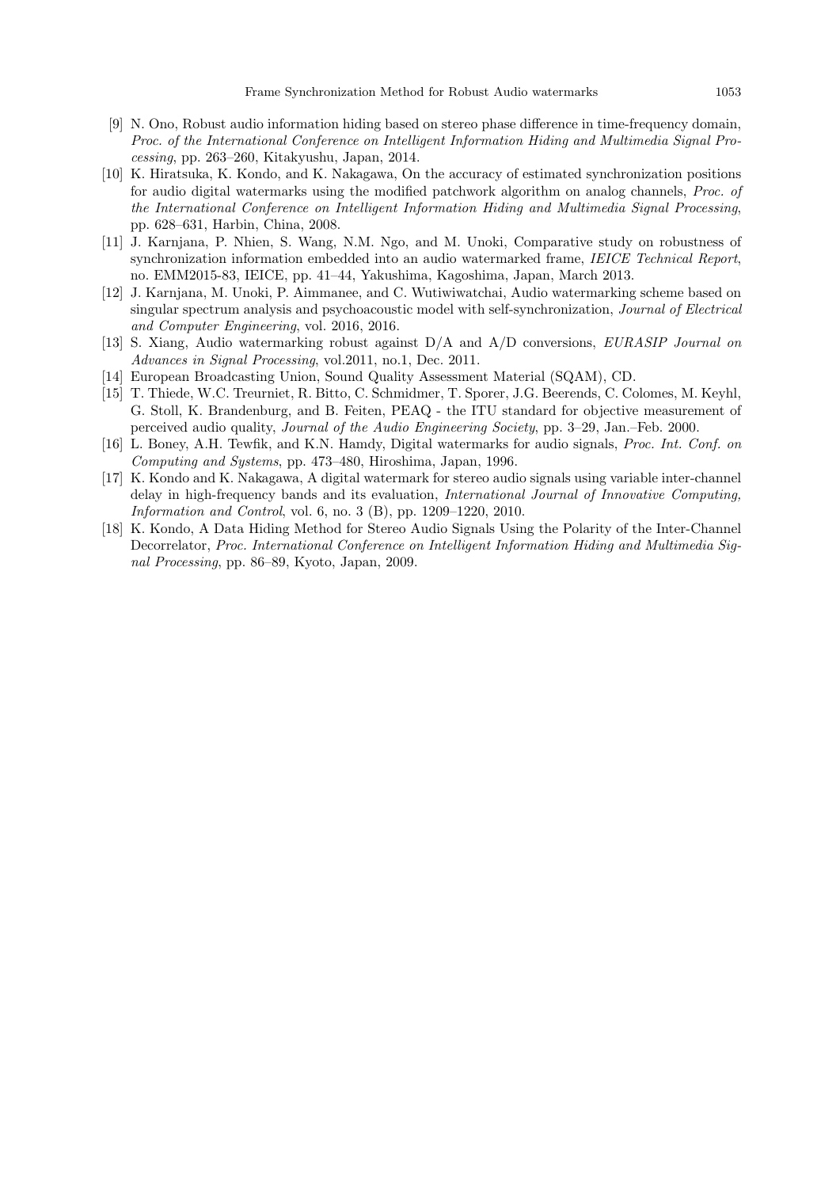[9] N. Ono, Robust audio information hiding based on stereo phase difference in time-frequency domain, *Proc. of the International Conference on Intelligent Information Hiding and Multimedia Signal Processing*, pp. 263–260, Kitakyushu, Japan, 2014.

[10] K. Hiratsuka, K. Kondo, and K. Nakagawa, On the accuracy of estimated synchronization positions for audio digital watermarks using the modified patchwork algorithm on analog channels, *Proc. of the International Conference on Intelligent Information Hiding and Multimedia Signal Processing*, pp. 628–631, Harbin, China, 2008.

[11] J. Karnjana, P. Nhien, S. Wang, N.M. Ngo, and M. Unoki, Comparative study on robustness of synchronization information embedded into an audio watermarked frame, *IEICE Technical Report*, no. EMM2015-83, IEICE, pp. 41–44, Yakushima, Kagoshima, Japan, March 2013.

[12] J. Karnjana, M. Unoki, P. Aimmanee, and C. Wutiwiwatchai, Audio watermarking scheme based on singular spectrum analysis and psychoacoustic model with self-synchronization, *Journal of Electrical and Computer Engineering*, vol. 2016, 2016.

[13] S. Xiang, Audio watermarking robust against D/A and A/D conversions, *EURASIP Journal on Advances in Signal Processing*, vol.2011, no.1, Dec. 2011.

[14] European Broadcasting Union, Sound Quality Assessment Material (SQAM), CD.

[15] T. Thiede, W.C. Treurniet, R. Bitto, C. Schmidmer, T. Sporer, J.G. Beerends, C. Colomes, M. Keyhl, G. Stoll, K. Brandenburg, and B. Feiten, PEAQ - the ITU standard for objective measurement of perceived audio quality, *Journal of the Audio Engineering Society*, pp. 3–29, Jan.–Feb. 2000.

[16] L. Boney, A.H. Tewfik, and K.N. Hamdy, Digital watermarks for audio signals, *Proc. Int. Conf. on Computing and Systems*, pp. 473–480, Hiroshima, Japan, 1996.

[17] K. Kondo and K. Nakagawa, A digital watermark for stereo audio signals using variable inter-channel delay in high-frequency bands and its evaluation, *International Journal of Innovative Computing, Information and Control*, vol. 6, no. 3 (B), pp. 1209–1220, 2010.

[18] K. Kondo, A Data Hiding Method for Stereo Audio Signals Using the Polarity of the Inter-Channel Decorrelator, *Proc. International Conference on Intelligent Information Hiding and Multimedia Signal Processing*, pp. 86–89, Kyoto, Japan, 2009.